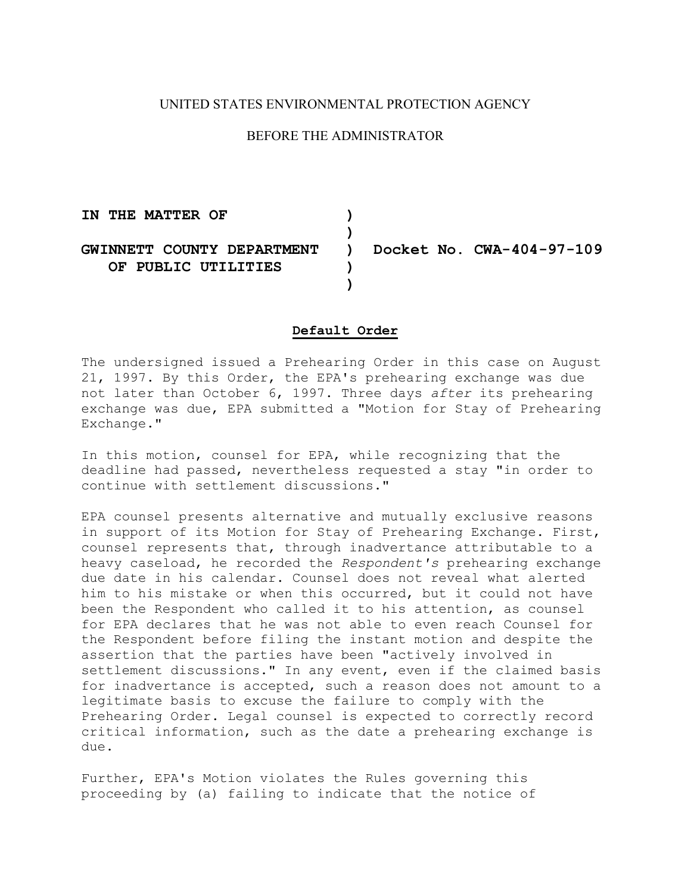UNITED STATES ENVIRONMENTAL PROTECTION AGENCY

BEFORE THE ADMINISTRATOR

**IN THE MATTER OF**

**GWINNETT COUNTY DEPARTMENT OF PUBLIC UTILITIES**

**Docket No. CWA-404-97-109**

## Default Order

The undersigned issued a Prehearing Order in this case on August 21, 1997. By this Order, the EPA's prehearing exchange was due not later than October 6, 1997. Three days *after* its prehearing exchange was due, EPA submitted a "Motion for Stay of Prehearing Exchange."

In this motion, counsel for EPA, while recognizing that the deadline had passed, nevertheless requested a stay "in order to continue with settlement discussions."

EPA counsel presents alternative and mutually exclusive reasons in support of its Motion for Stay of Prehearing Exchange. First, counsel represents that, through inadvertance attributable to a heavy caseload, he recorded the *Respondent's* prehearing exchange due date in his calendar. Counsel does not reveal what alerted him to his mistake or when this occurred, but it could not have been the Respondent who called it to his attention, as counsel for EPA declares that he was not able to even reach Counsel for the Respondent before filing the instant motion and despite the assertion that the parties have been "actively involved in settlement discussions." In any event, even if the claimed basis for inadvertance is accepted, such a reason does not amount to a legitimate basis to excuse the failure to comply with the Prehearing Order. Legal counsel is expected to correctly record critical information, such as the date a prehearing exchange is due.

Further, EPA's Motion violates the Rules governing this proceeding by (a) failing to indicate that the notice of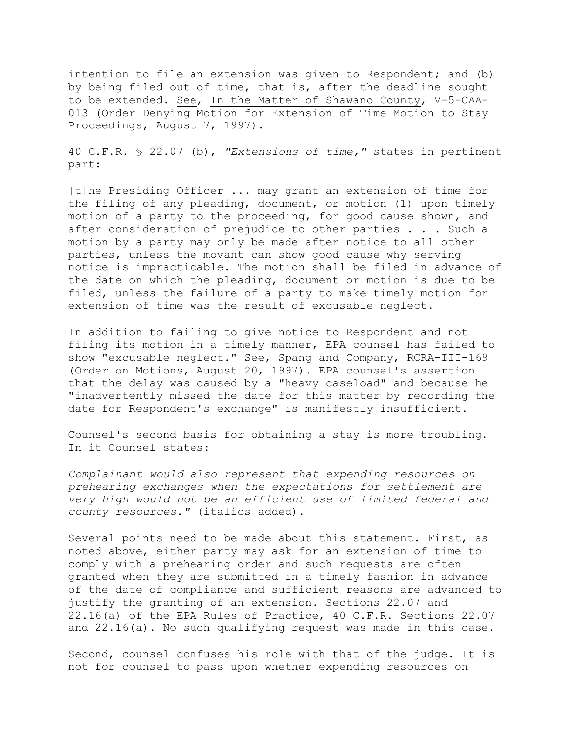intention to file an extension was given to Respondent; and (b) by being filed out of time, that is, after the deadline sought to be extended. See, In the Matter of Shawano County, V-5-CAA-013 (Order Denying Motion for Extension of Time Motion to Stay Proceedings, August 7, 1997).

40 C.F.R. § 22.07 (b), *"Extensions of time,"* states in pertinent part:

[t]he Presiding Officer ... may grant an extension of time for the filing of any pleading, document, or motion (1) upon timely motion of a party to the proceeding, for good cause shown, and after consideration of prejudice to other parties . . . Such a motion by a party may only be made after notice to all other parties, unless the movant can show good cause why serving notice is impracticable. The motion shall be filed in advance of the date on which the pleading, document or motion is due to be filed, unless the failure of a party to make timely motion for extension of time was the result of excusable neglect.

In addition to failing to give notice to Respondent and not filing its motion in a timely manner, EPA counsel has failed to show "excusable neglect." See, Spang and Company, RCRA-III-169 (Order on Motions, August 20, 1997). EPA counsel's assertion that the delay was caused by a "heavy caseload" and because he "inadvertently missed the date for this matter by recording the date for Respondent's exchange" is manifestly insufficient.

Counsel's second basis for obtaining a stay is more troubling. In it Counsel states:

*Complainant would also represent that expending resources on prehearing exchanges when the expectations for settlement are very high would not be an efficient use of limited federal and county resources."* (italics added).

Several points need to be made about this statement. First, as noted above, either party may ask for an extension of time to comply with a prehearing order and such requests are often granted when they are submitted in a timely fashion in advance of the date of compliance and sufficient reasons are advanced to justify the granting of an extension. Sections 22.07 and 22.16(a) of the EPA Rules of Practice, 40 C.F.R. Sections 22.07 and 22.16(a). No such qualifying request was made in this case.

Second, counsel confuses his role with that of the judge. It is not for counsel to pass upon whether expending resources on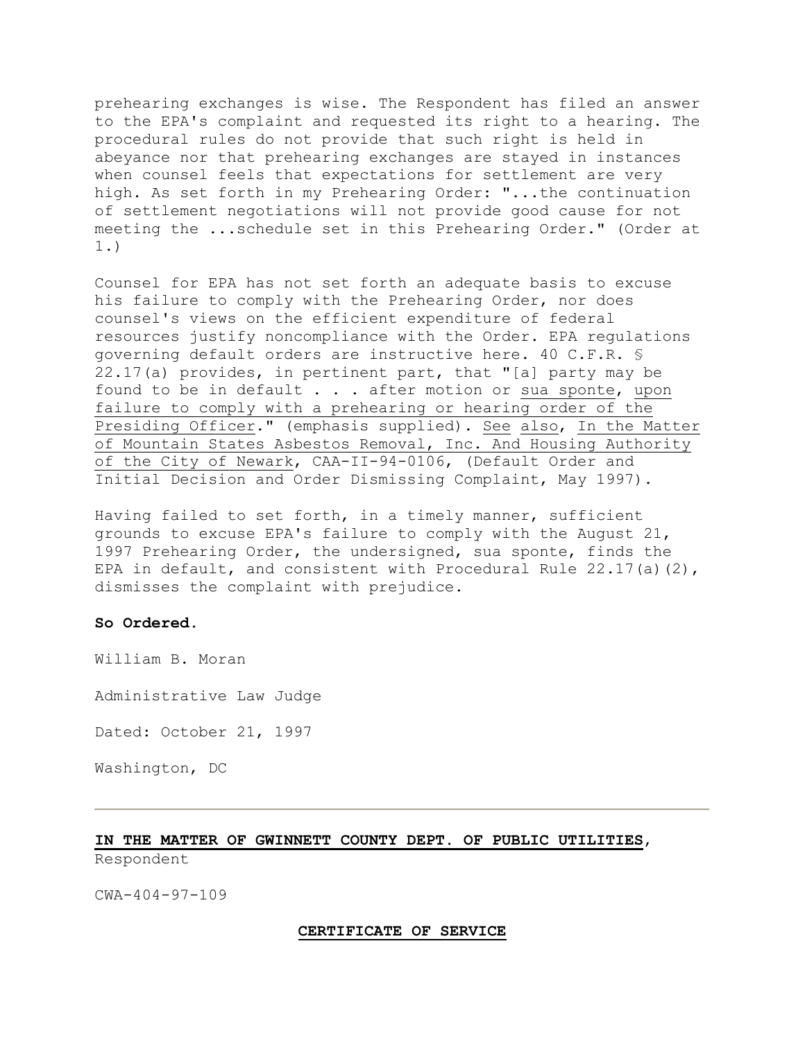prehearing exchanges is wise. The Respondent has filed an answer to the EPA's complaint and requested its right to a hearing. The procedural rules do not provide that such right is held in abeyance nor that prehearing exchanges are stayed in instances when counsel feels that expectations for settlement are very high. As set forth in my Prehearing Order: "...the continuation of settlement negotiations will not provide good cause for not meeting the ...schedule set in this Prehearing Order." (Order at 1.)

Counsel for EPA has not set forth an adequate basis to excuse his failure to comply with the Prehearing Order, nor does counsel's views on the efficient expenditure of federal resources justify noncompliance with the Order. EPA regulations governing default orders are instructive here. 40 C.F.R. § 22.17(a) provides, in pertinent part, that "[a] party may be found to be in default . . . after motion or _sua sponte_, _upon failure to comply with a prehearing or hearing order of the Presiding Officer_." (emphasis supplied). _See also_, _In the Matter of Mountain States Asbestos Removal, Inc. And Housing Authority of the City of Newark_, CAA-II-94-0106, (Default Order and Initial Decision and Order Dismissing Complaint, May 1997).

Having failed to set forth, in a timely manner, sufficient grounds to excuse EPA's failure to comply with the August 21, 1997 Prehearing Order, the undersigned, sua sponte, finds the EPA in default, and consistent with Procedural Rule 22.17(a)(2), dismisses the complaint with prejudice.

**So Ordered.**

William B. Moran

Administrative Law Judge

Dated: October 21, 1997

Washington, DC

---

**IN THE MATTER OF GWINNETT COUNTY DEPT. OF PUBLIC UTILITIES**, Respondent

CWA-404-97-109

**CERTIFICATE OF SERVICE**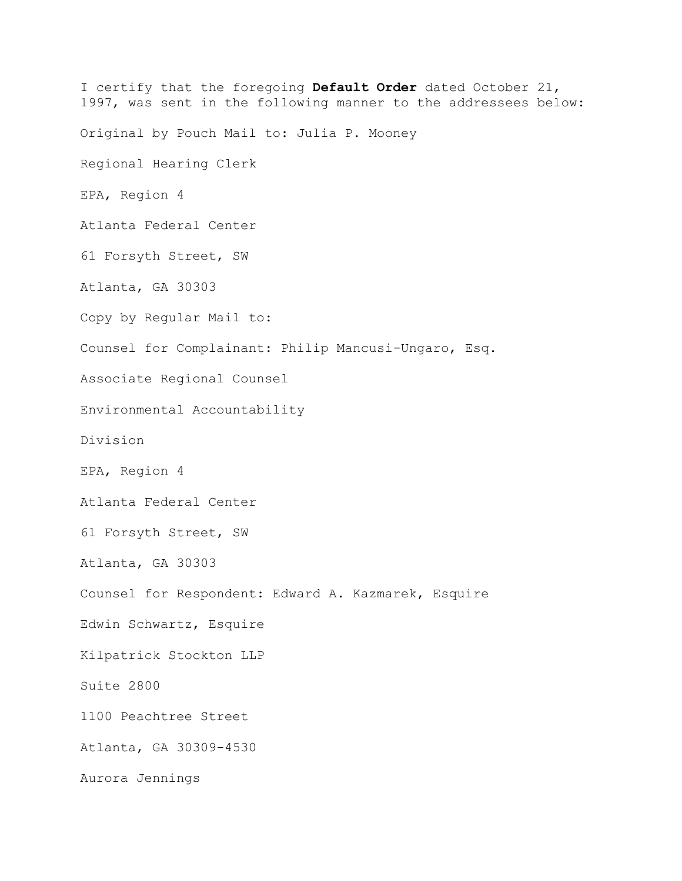I certify that the foregoing **Default Order** dated October 21, 1997, was sent in the following manner to the addressees below:

Original by Pouch Mail to: Julia P. Mooney

Regional Hearing Clerk

EPA, Region 4

Atlanta Federal Center

61 Forsyth Street, SW

Atlanta, GA 30303

Copy by Regular Mail to:

Counsel for Complainant: Philip Mancusi-Ungaro, Esq.

Associate Regional Counsel

Environmental Accountability

Division

EPA, Region 4

Atlanta Federal Center

61 Forsyth Street, SW

Atlanta, GA 30303

Counsel for Respondent: Edward A. Kazmarek, Esquire

Edwin Schwartz, Esquire

Kilpatrick Stockton LLP

Suite 2800

1100 Peachtree Street

Atlanta, GA 30309-4530

Aurora Jennings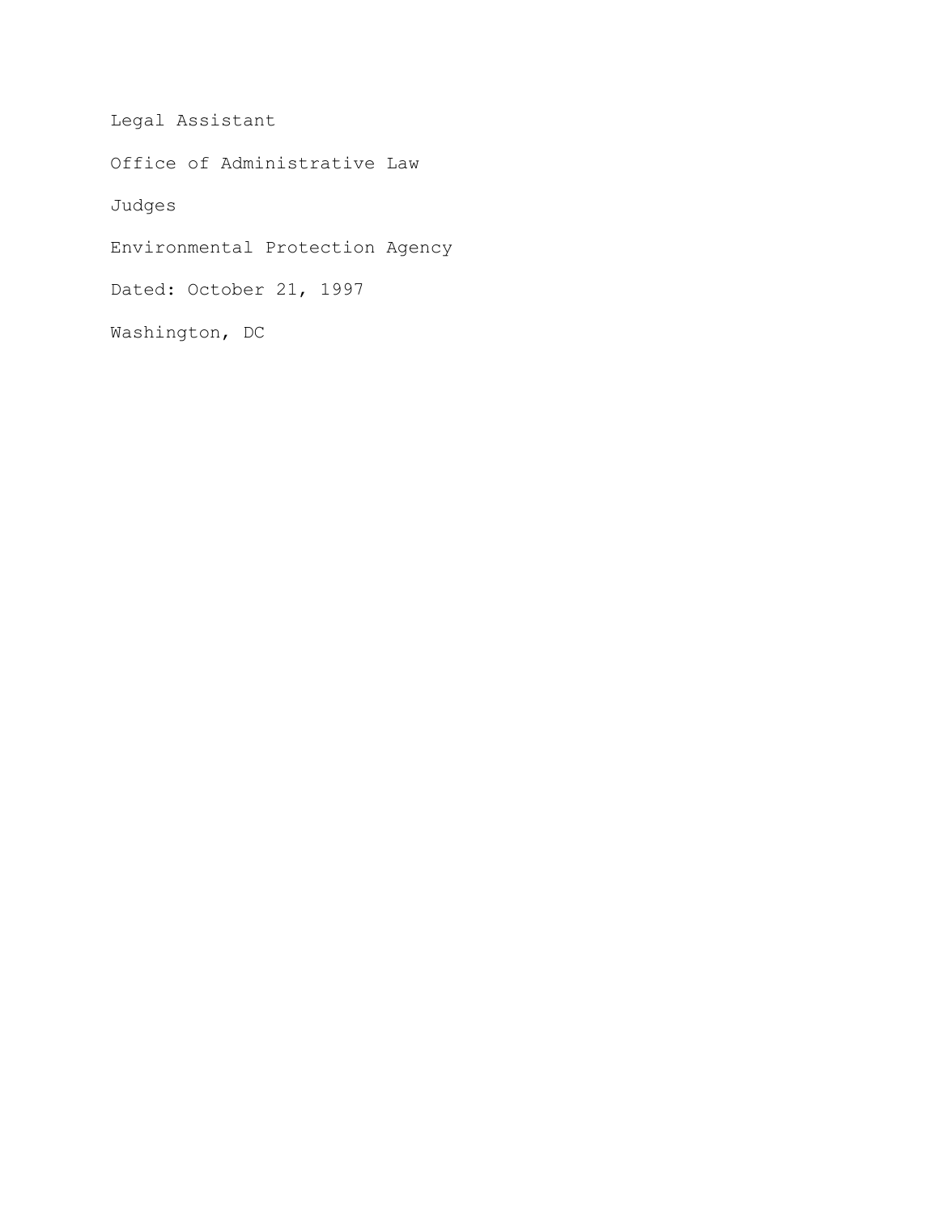Legal Assistant

Office of Administrative Law

Judges

Environmental Protection Agency

Dated: October 21, 1997

Washington, DC